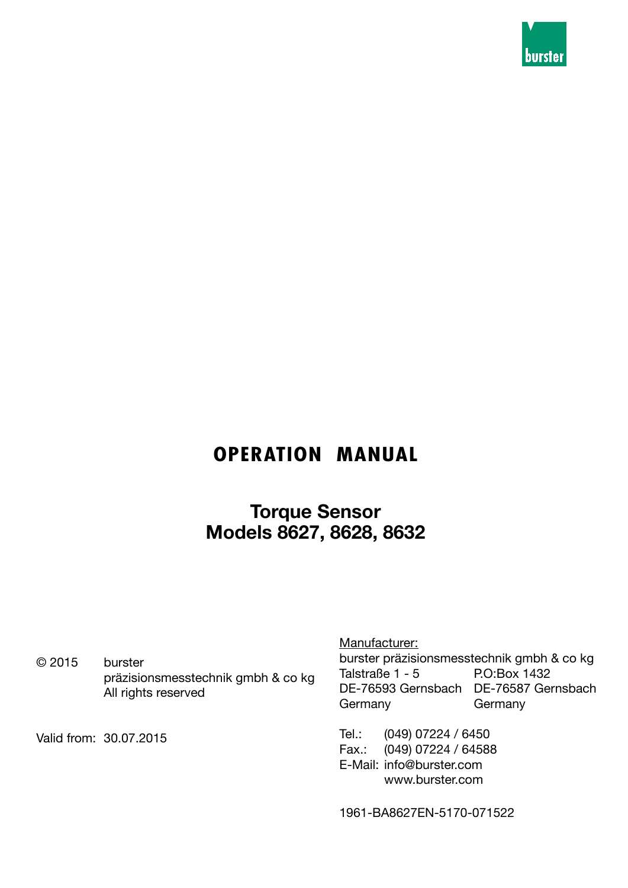burster

# OPERATION MANUAL

## Torque Sensor
## Models 8627, 8628, 8632

© 2015 burster präzisionsmesstechnik gmbh & co kg
All rights reserved

Valid from: 30.07.2015

Manufacturer:
burster präzisionsmesstechnik gmbh & co kg

| | |
|---|---|
| Talstraße 1 - 5 | P.O:Box 1432 |
| DE-76593 Gernsbach | DE-76587 Gernsbach |
| Germany | Germany |

Tel.: (049) 07224 / 6450
Fax.: (049) 07224 / 64588
E-Mail: info@burster.com
www.burster.com

1961-BA8627EN-5170-071522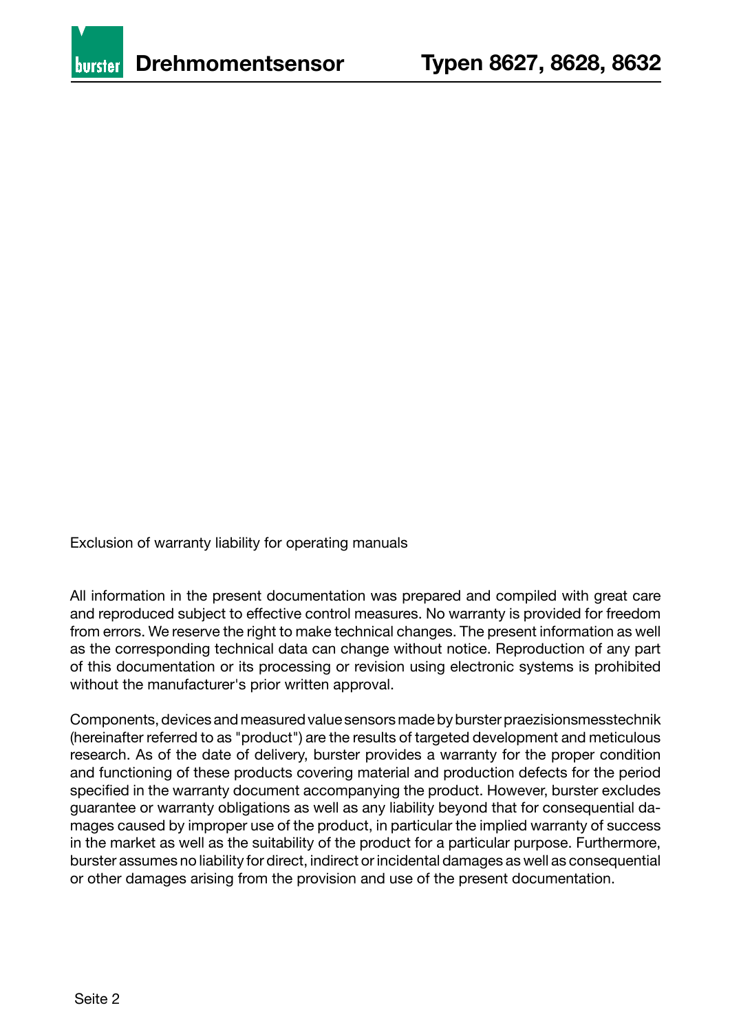Exclusion of warranty liability for operating manuals

All information in the present documentation was prepared and compiled with great care and reproduced subject to effective control measures. No warranty is provided for freedom from errors. We reserve the right to make technical changes. The present information as well as the corresponding technical data can change without notice. Reproduction of any part of this documentation or its processing or revision using electronic systems is prohibited without the manufacturer's prior written approval.

Components, devices and measured value sensors made by burster praezisionsmesstechnik (hereinafter referred to as "product") are the results of targeted development and meticulous research. As of the date of delivery, burster provides a warranty for the proper condition and functioning of these products covering material and production defects for the period specified in the warranty document accompanying the product. However, burster excludes guarantee or warranty obligations as well as any liability beyond that for consequential damages caused by improper use of the product, in particular the implied warranty of success in the market as well as the suitability of the product for a particular purpose. Furthermore, burster assumes no liability for direct, indirect or incidental damages as well as consequential or other damages arising from the provision and use of the present documentation.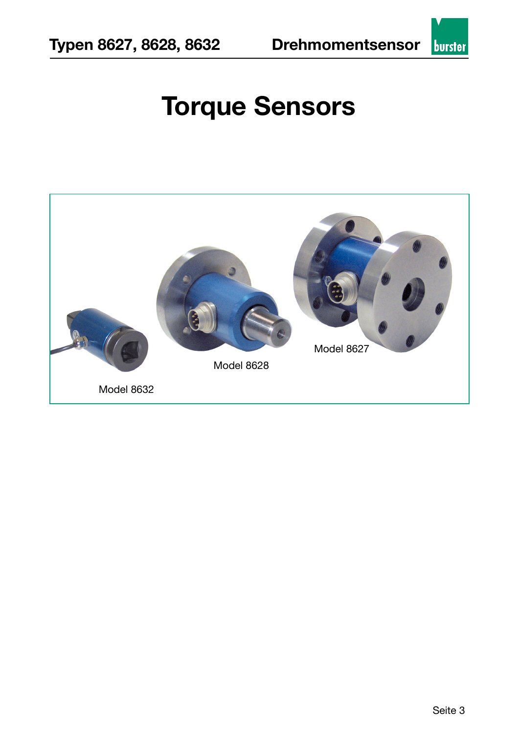# Torque Sensors

Model 8632

Model 8628

Model 8627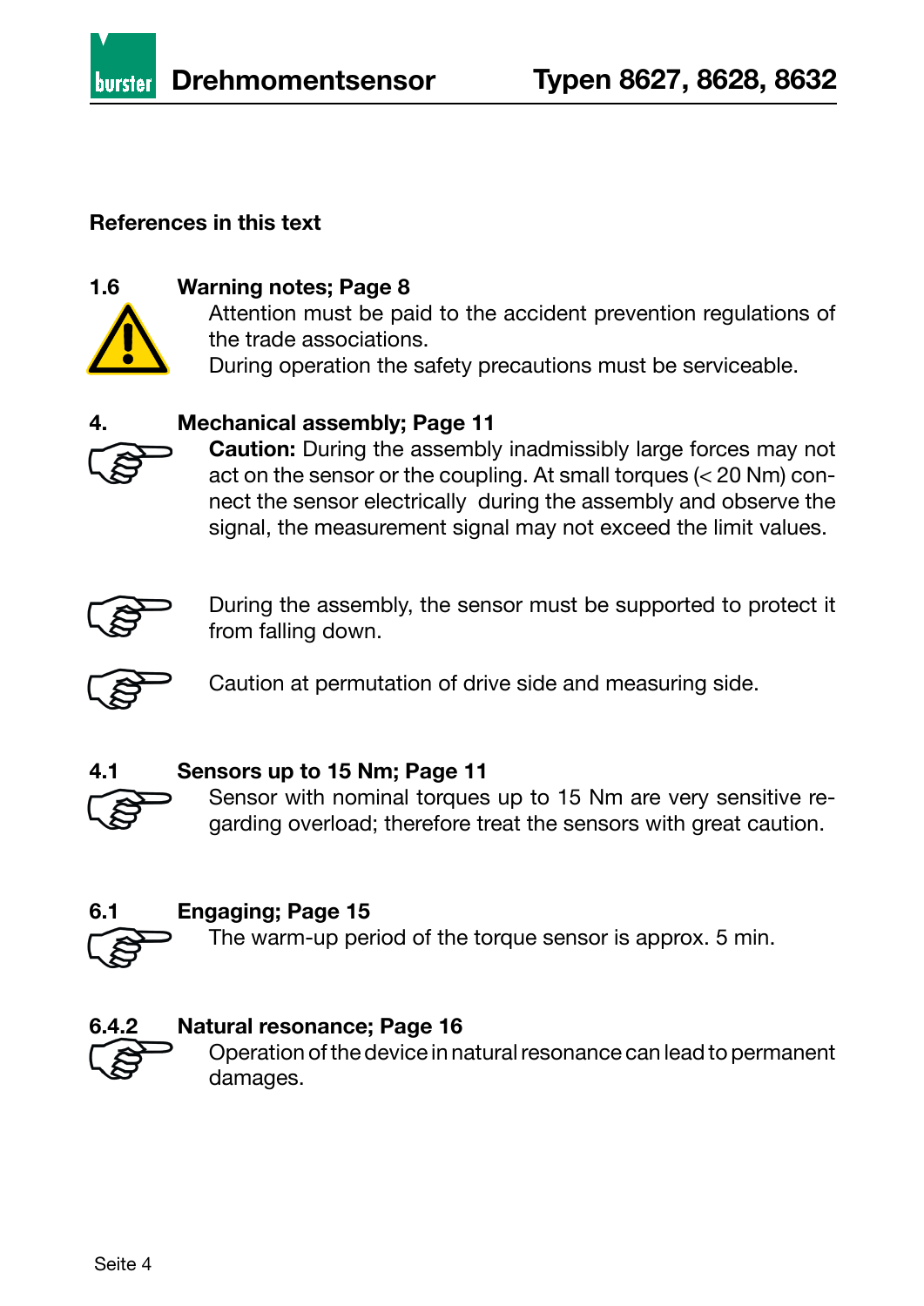## References in this text

### 1.6 Warning notes; Page 8

Attention must be paid to the accident prevention regulations of the trade associations.
During operation the safety precautions must be serviceable.

### 4. Mechanical assembly; Page 11

**Caution:** During the assembly inadmissibly large forces may not act on the sensor or the coupling. At small torques (< 20 Nm) connect the sensor electrically during the assembly and observe the signal, the measurement signal may not exceed the limit values.

During the assembly, the sensor must be supported to protect it from falling down.

Caution at permutation of drive side and measuring side.

### 4.1 Sensors up to 15 Nm; Page 11

Sensor with nominal torques up to 15 Nm are very sensitive regarding overload; therefore treat the sensors with great caution.

### 6.1 Engaging; Page 15

The warm-up period of the torque sensor is approx. 5 min.

### 6.4.2 Natural resonance; Page 16

Operation of the device in natural resonance can lead to permanent damages.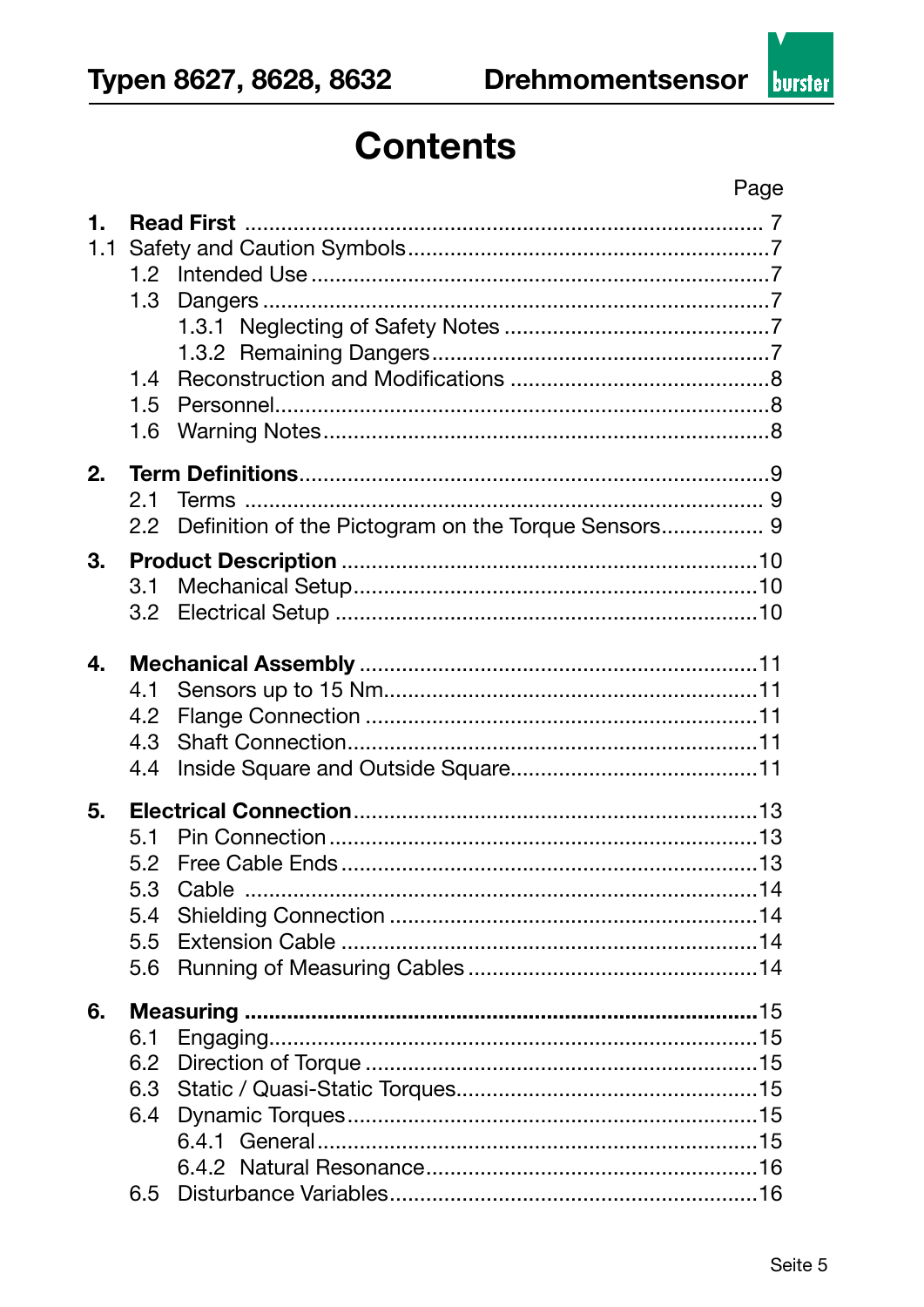# Contents

| | Page |
|---|---|
| **1. Read First** | 7 |
| 1.1 Safety and Caution Symbols | 7 |
| 1.2 Intended Use | 7 |
| 1.3 Dangers | 7 |
| 1.3.1 Neglecting of Safety Notes | 7 |
| 1.3.2 Remaining Dangers | 7 |
| 1.4 Reconstruction and Modifications | 8 |
| 1.5 Personnel | 8 |
| 1.6 Warning Notes | 8 |
| **2. Term Definitions** | 9 |
| 2.1 Terms | 9 |
| 2.2 Definition of the Pictogram on the Torque Sensors | 9 |
| **3. Product Description** | 10 |
| 3.1 Mechanical Setup | 10 |
| 3.2 Electrical Setup | 10 |
| **4. Mechanical Assembly** | 11 |
| 4.1 Sensors up to 15 Nm | 11 |
| 4.2 Flange Connection | 11 |
| 4.3 Shaft Connection | 11 |
| 4.4 Inside Square and Outside Square | 11 |
| **5. Electrical Connection** | 13 |
| 5.1 Pin Connection | 13 |
| 5.2 Free Cable Ends | 13 |
| 5.3 Cable | 14 |
| 5.4 Shielding Connection | 14 |
| 5.5 Extension Cable | 14 |
| 5.6 Running of Measuring Cables | 14 |
| **6. Measuring** | 15 |
| 6.1 Engaging | 15 |
| 6.2 Direction of Torque | 15 |
| 6.3 Static / Quasi-Static Torques | 15 |
| 6.4 Dynamic Torques | 15 |
| 6.4.1 General | 15 |
| 6.4.2 Natural Resonance | 16 |
| 6.5 Disturbance Variables | 16 |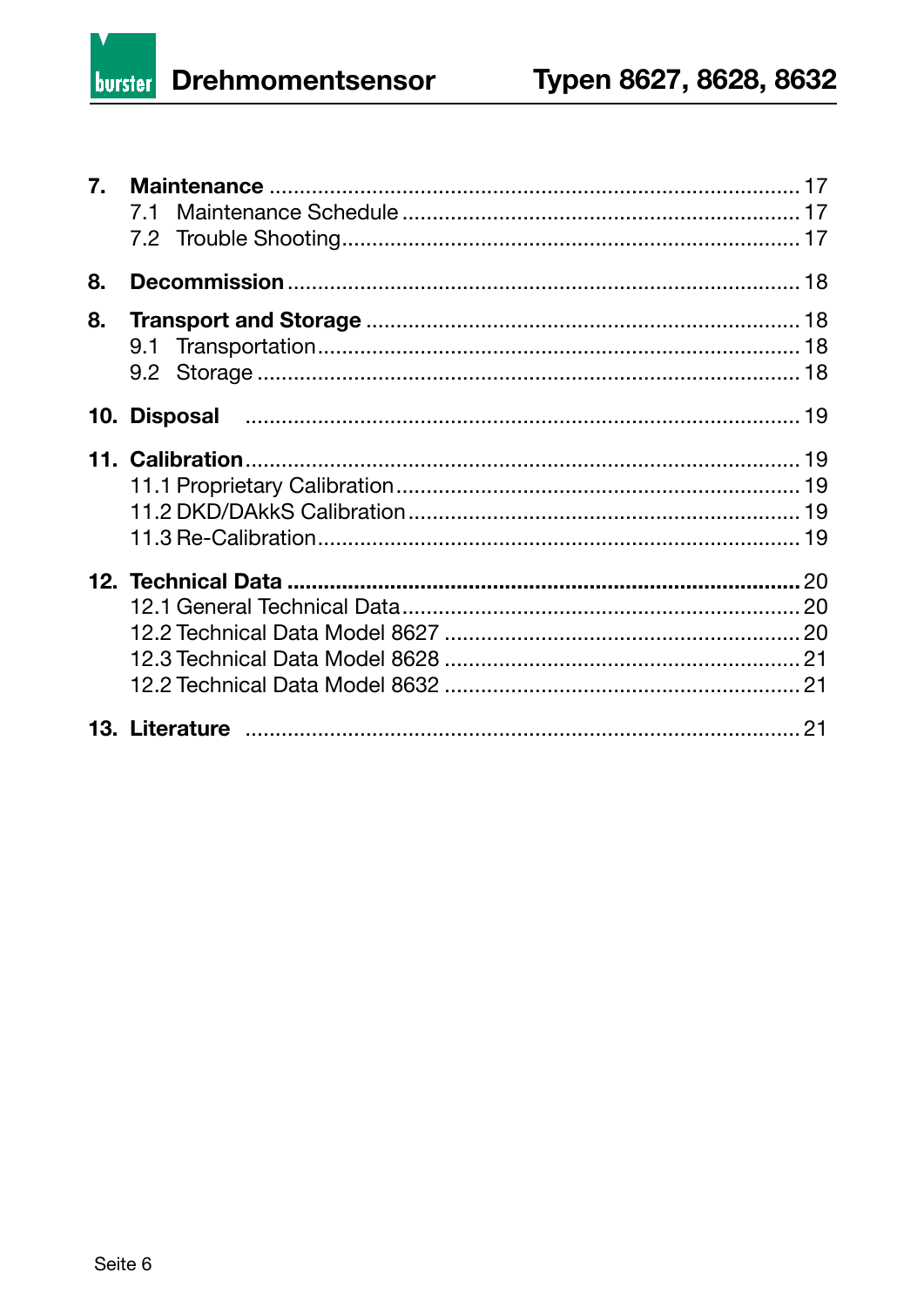**7. Maintenance** ........................................................................................ 17
- 7.1 Maintenance Schedule ................................................................. 17
- 7.2 Trouble Shooting............................................................................ 17

**8. Decommission** .................................................................................... 18

**8. Transport and Storage** ....................................................................... 18
- 9.1 Transportation................................................................................ 18
- 9.2 Storage .......................................................................................... 18

**10. Disposal** ............................................................................................ 19

**11. Calibration**........................................................................................... 19
- 11.1 Proprietary Calibration ................................................................. 19
- 11.2 DKD/DAkkS Calibration ................................................................ 19
- 11.3 Re-Calibration............................................................................... 19

**12. Technical Data** ................................................................................... 20
- 12.1 General Technical Data................................................................. 20
- 12.2 Technical Data Model 8627 .......................................................... 20
- 12.3 Technical Data Model 8628 .......................................................... 21
- 12.2 Technical Data Model 8632 .......................................................... 21

**13. Literature** ............................................................................................ 21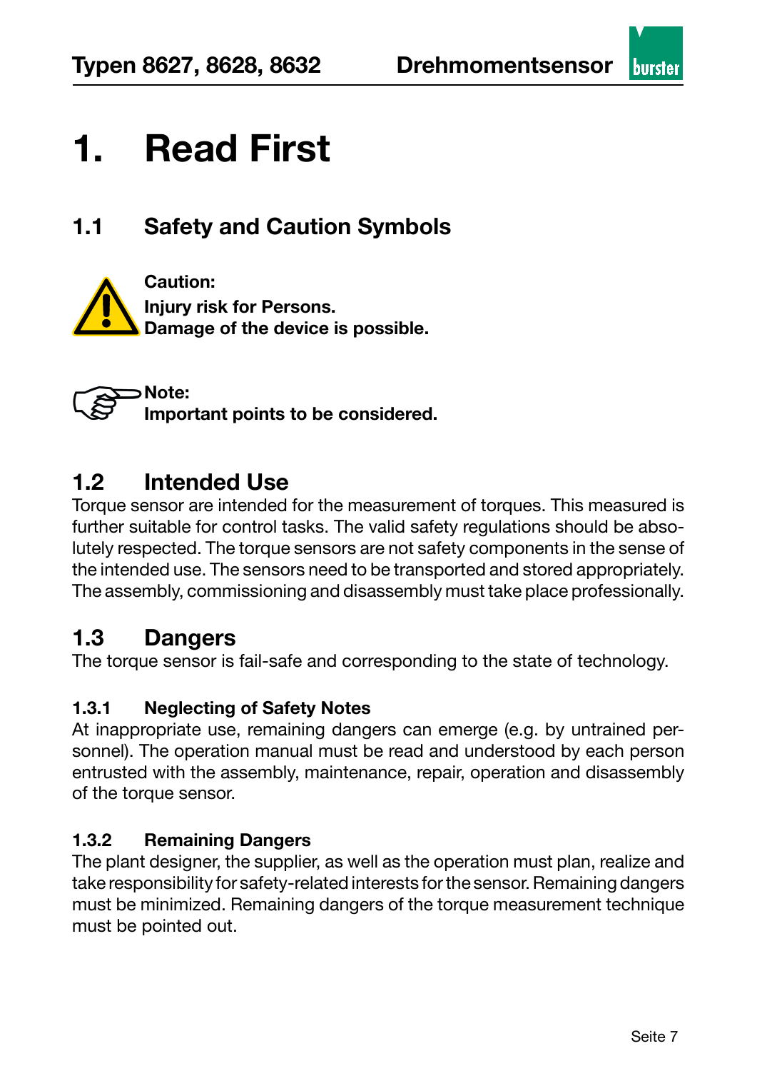# 1. Read First

## 1.1 Safety and Caution Symbols

**Caution:**
**Injury risk for Persons.**
**Damage of the device is possible.**

**Note:**
**Important points to be considered.**

## 1.2 Intended Use

Torque sensor are intended for the measurement of torques. This measured is further suitable for control tasks. The valid safety regulations should be absolutely respected. The torque sensors are not safety components in the sense of the intended use. The sensors need to be transported and stored appropriately. The assembly, commissioning and disassembly must take place professionally.

## 1.3 Dangers

The torque sensor is fail-safe and corresponding to the state of technology.

### 1.3.1 Neglecting of Safety Notes

At inappropriate use, remaining dangers can emerge (e.g. by untrained personnel). The operation manual must be read and understood by each person entrusted with the assembly, maintenance, repair, operation and disassembly of the torque sensor.

### 1.3.2 Remaining Dangers

The plant designer, the supplier, as well as the operation must plan, realize and take responsibility for safety-related interests for the sensor. Remaining dangers must be minimized. Remaining dangers of the torque measurement technique must be pointed out.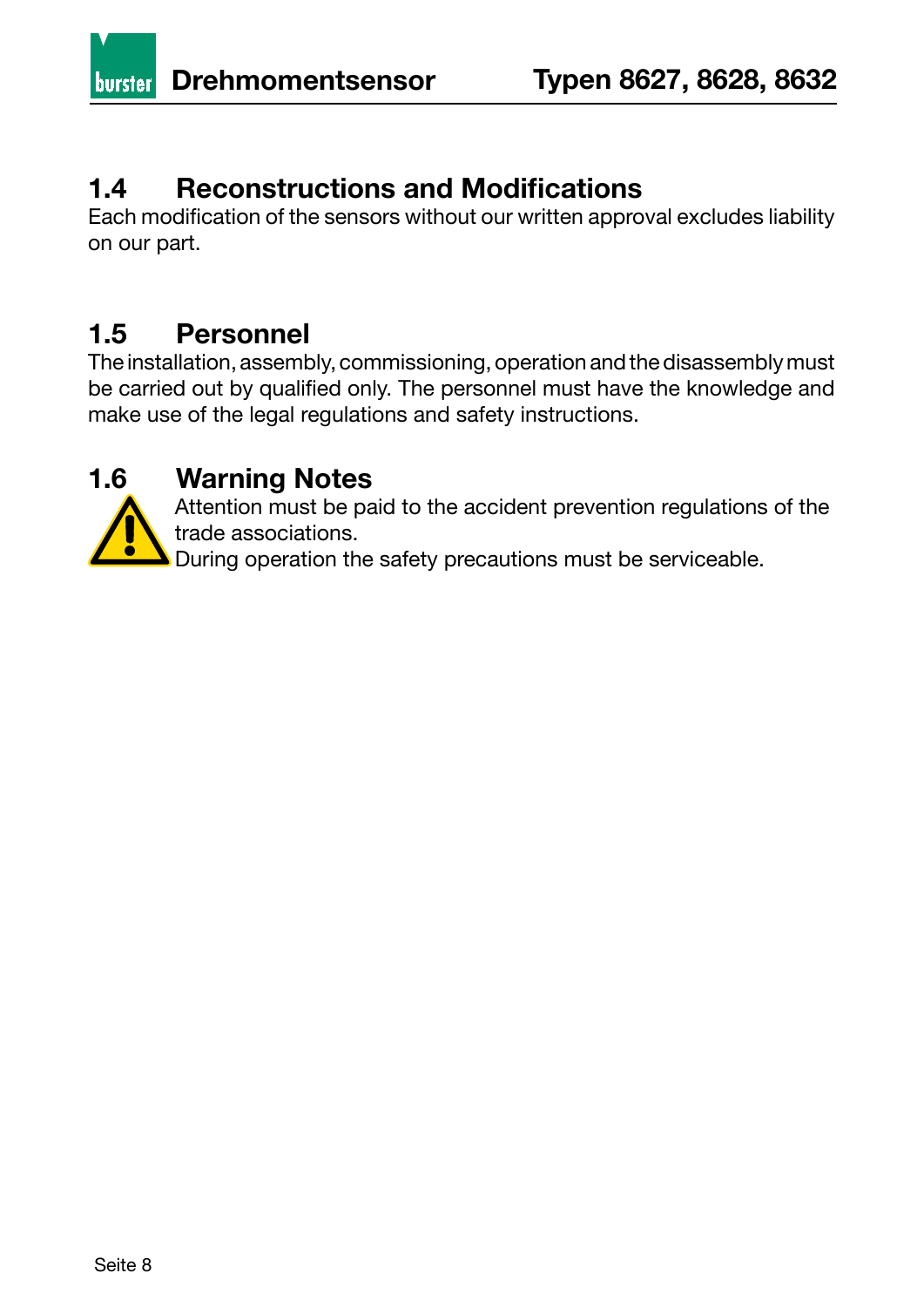## 1.4 Reconstructions and Modifications

Each modification of the sensors without our written approval excludes liability on our part.

## 1.5 Personnel

The installation, assembly, commissioning, operation and the disassembly must be carried out by qualified only. The personnel must have the knowledge and make use of the legal regulations and safety instructions.

## 1.6 Warning Notes

Attention must be paid to the accident prevention regulations of the trade associations.
During operation the safety precautions must be serviceable.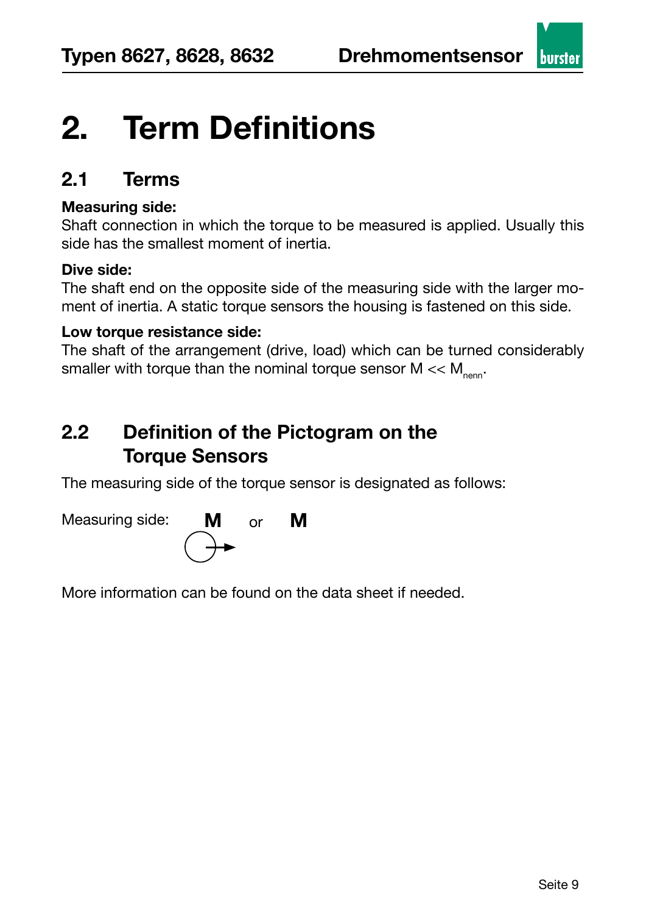# 2. Term Definitions

## 2.1 Terms

**Measuring side:**
Shaft connection in which the torque to be measured is applied. Usually this side has the smallest moment of inertia.

**Dive side:**
The shaft end on the opposite side of the measuring side with the larger moment of inertia. A static torque sensors the housing is fastened on this side.

**Low torque resistance side:**
The shaft of the arrangement (drive, load) which can be turned considerably smaller with torque than the nominal torque sensor $M << M_{nenn}$.

## 2.2 Definition of the Pictogram on the Torque Sensors

The measuring side of the torque sensor is designated as follows:

Measuring side: **M** or **M**

More information can be found on the data sheet if needed.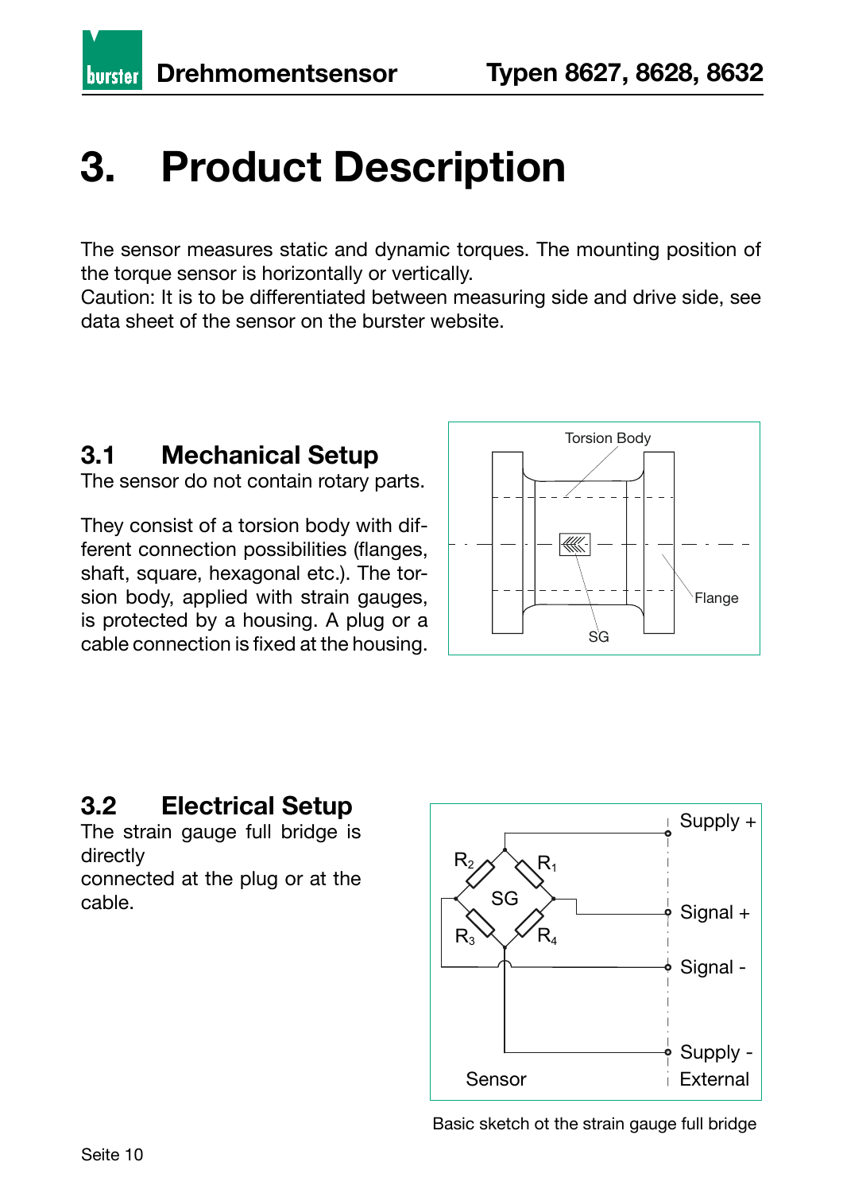# 3. Product Description

The sensor measures static and dynamic torques. The mounting position of the torque sensor is horizontally or vertically.
Caution: It is to be differentiated between measuring side and drive side, see data sheet of the sensor on the burster website.

## 3.1 Mechanical Setup

The sensor do not contain rotary parts.

They consist of a torsion body with different connection possibilities (flanges, shaft, square, hexagonal etc.). The torsion body, applied with strain gauges, is protected by a housing. A plug or a cable connection is fixed at the housing.

## 3.2 Electrical Setup

The strain gauge full bridge is directly
connected at the plug or at the cable.

Basic sketch ot the strain gauge full bridge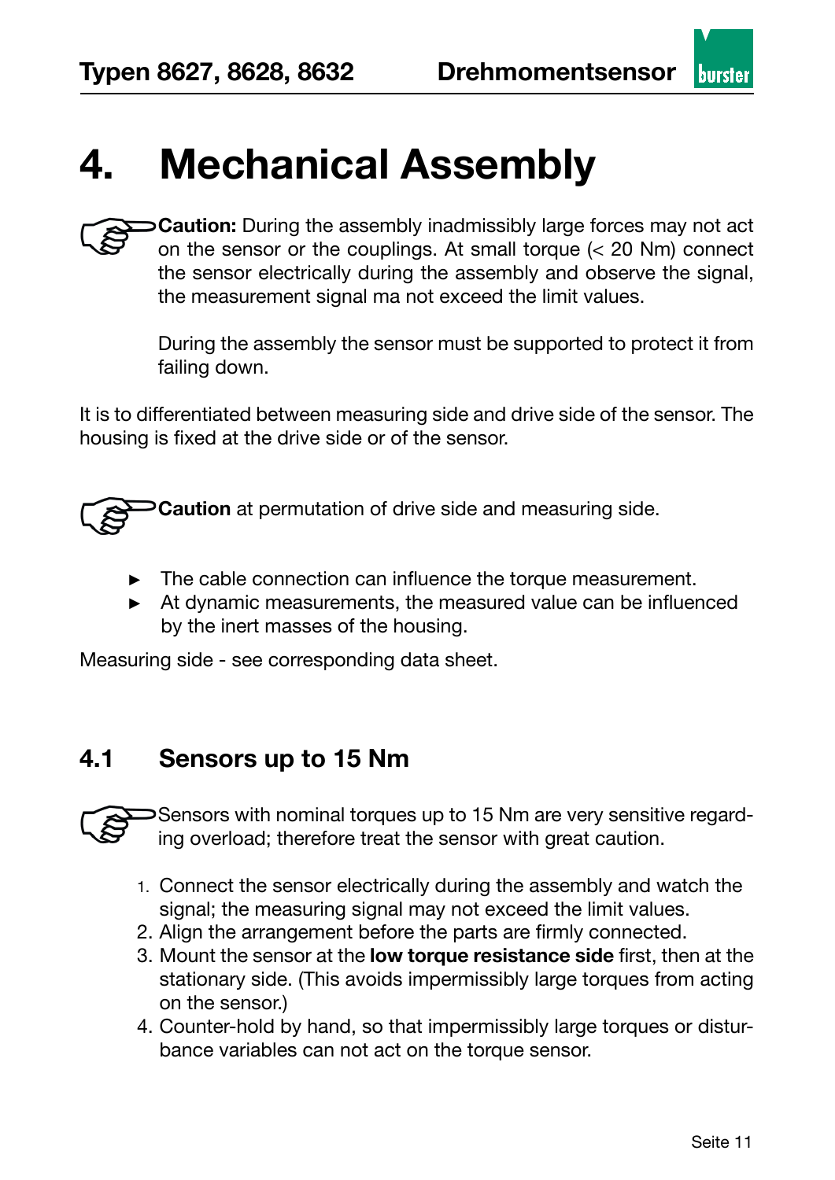# 4. Mechanical Assembly

**Caution:** During the assembly inadmissibly large forces may not act on the sensor or the couplings. At small torque (< 20 Nm) connect the sensor electrically during the assembly and observe the signal, the measurement signal ma not exceed the limit values.

During the assembly the sensor must be supported to protect it from failing down.

It is to differentiated between measuring side and drive side of the sensor. The housing is fixed at the drive side or of the sensor.

**Caution** at permutation of drive side and measuring side.

- The cable connection can influence the torque measurement.
- At dynamic measurements, the measured value can be influenced by the inert masses of the housing.

Measuring side - see corresponding data sheet.

## 4.1 Sensors up to 15 Nm

Sensors with nominal torques up to 15 Nm are very sensitive regarding overload; therefore treat the sensor with great caution.

1. Connect the sensor electrically during the assembly and watch the signal; the measuring signal may not exceed the limit values.
2. Align the arrangement before the parts are firmly connected.
3. Mount the sensor at the **low torque resistance side** first, then at the stationary side. (This avoids impermissibly large torques from acting on the sensor.)
4. Counter-hold by hand, so that impermissibly large torques or disturbance variables can not act on the torque sensor.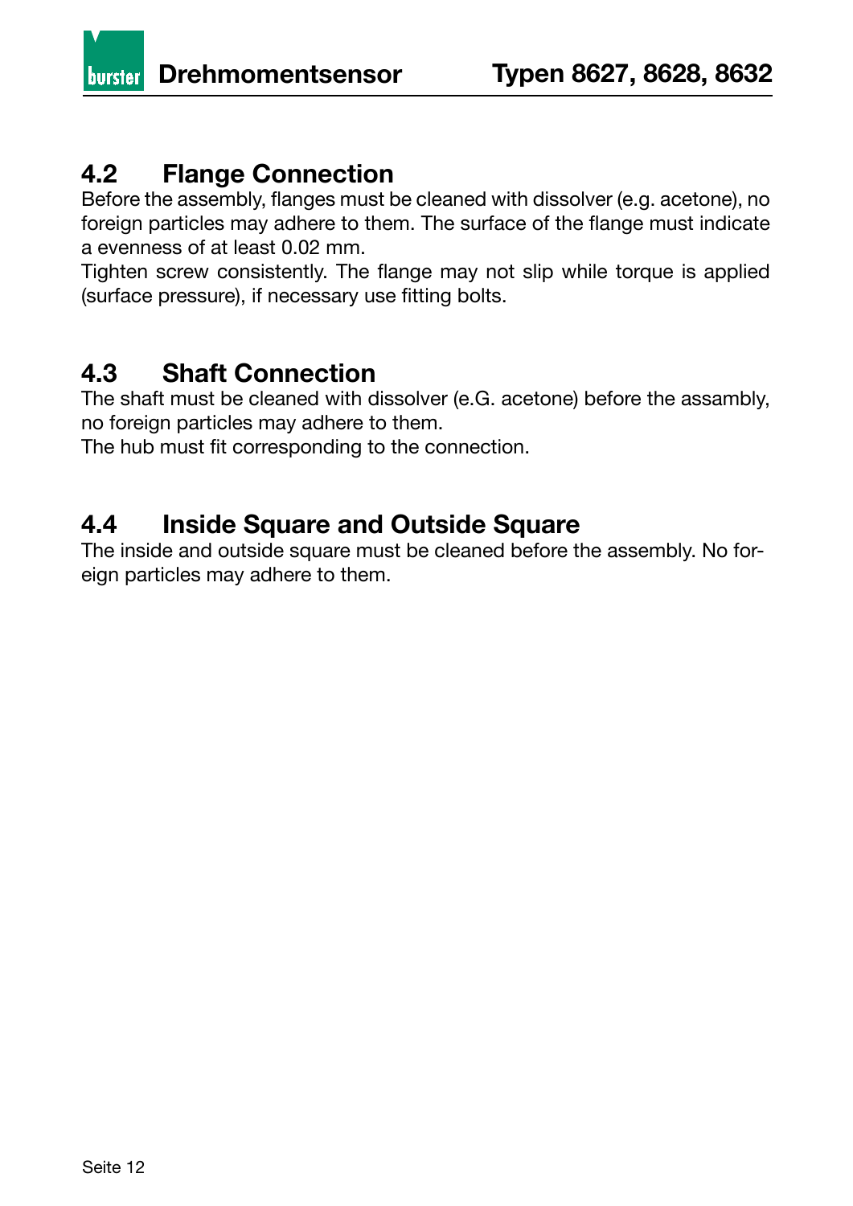## 4.2 Flange Connection

Before the assembly, flanges must be cleaned with dissolver (e.g. acetone), no foreign particles may adhere to them. The surface of the flange must indicate a evenness of at least 0.02 mm.

Tighten screw consistently. The flange may not slip while torque is applied (surface pressure), if necessary use fitting bolts.

## 4.3 Shaft Connection

The shaft must be cleaned with dissolver (e.G. acetone) before the assambly, no foreign particles may adhere to them.

The hub must fit corresponding to the connection.

## 4.4 Inside Square and Outside Square

The inside and outside square must be cleaned before the assembly. No foreign particles may adhere to them.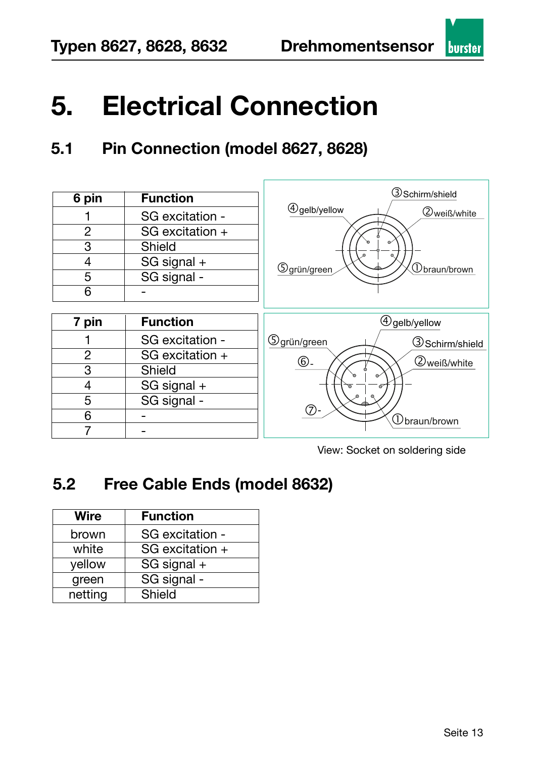# 5. Electrical Connection

## 5.1 Pin Connection (model 8627, 8628)

| 6 pin | Function |
|---|---|
| 1 | SG excitation - |
| 2 | SG excitation + |
| 3 | Shield |
| 4 | SG signal + |
| 5 | SG signal - |
| 6 | - |

④gelb/yellow ③Schirm/shield ②weiß/white ⑤grün/green ①braun/brown

| 7 pin | Function |
|---|---|
| 1 | SG excitation - |
| 2 | SG excitation + |
| 3 | Shield |
| 4 | SG signal + |
| 5 | SG signal - |
| 6 | - |
| 7 | - |

④gelb/yellow ⑤grün/green ③Schirm/shield ⑥- ②weiß/white ⑦- ①braun/brown

View: Socket on soldering side

## 5.2 Free Cable Ends (model 8632)

| Wire | Function |
|---|---|
| brown | SG excitation - |
| white | SG excitation + |
| yellow | SG signal + |
| green | SG signal - |
| netting | Shield |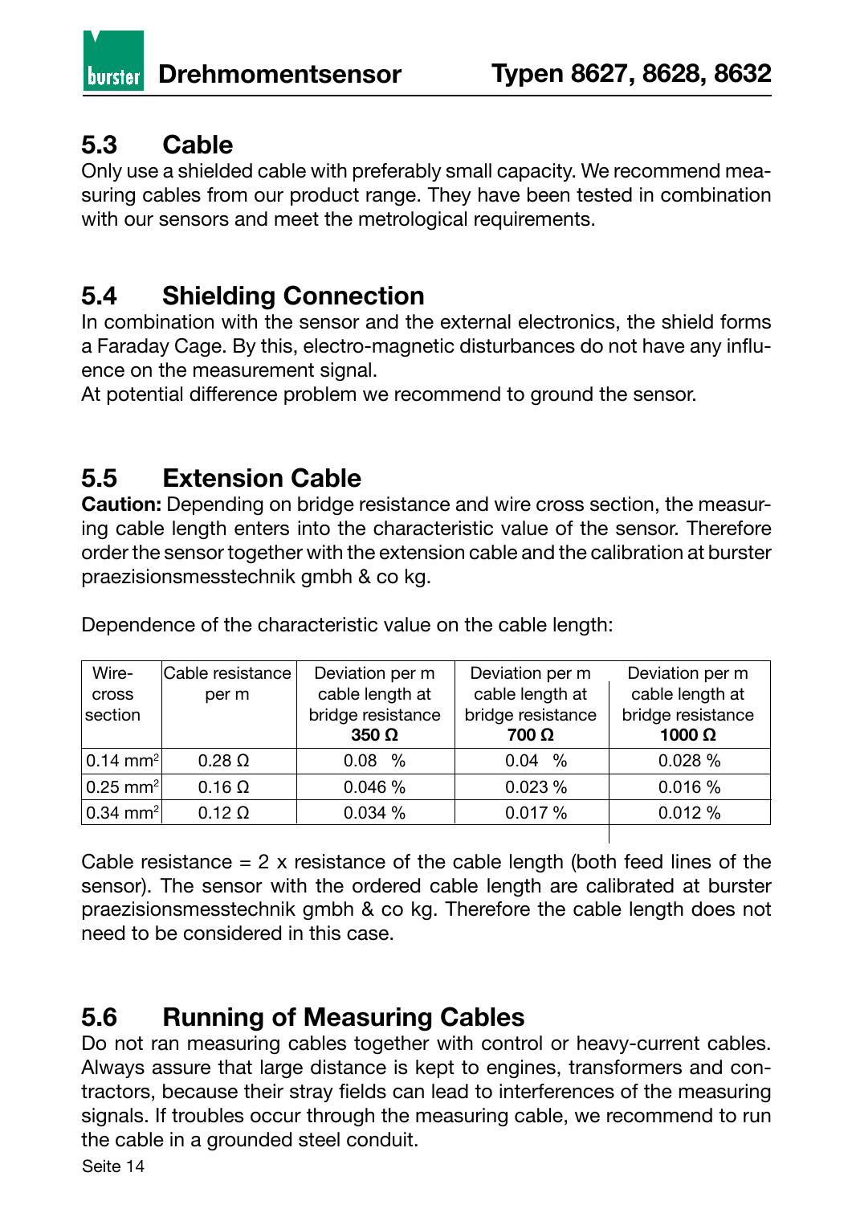## 5.3 Cable

Only use a shielded cable with preferably small capacity. We recommend measuring cables from our product range. They have been tested in combination with our sensors and meet the metrological requirements.

## 5.4 Shielding Connection

In combination with the sensor and the external electronics, the shield forms a Faraday Cage. By this, electro-magnetic disturbances do not have any influence on the measurement signal.
At potential difference problem we recommend to ground the sensor.

## 5.5 Extension Cable

**Caution:** Depending on bridge resistance and wire cross section, the measuring cable length enters into the characteristic value of the sensor. Therefore order the sensor together with the extension cable and the calibration at burster praezisionsmesstechnik gmbh & co kg.

Dependence of the characteristic value on the cable length:

| Wire-cross section | Cable resistance per m | Deviation per m cable length at bridge resistance **350 Ω** | Deviation per m cable length at bridge resistance **700 Ω** | Deviation per m cable length at bridge resistance **1000 Ω** |
|---|---|---|---|---|
| 0.14 $mm^2$ | 0.28 Ω | 0.08 % | 0.04 % | 0.028 % |
| 0.25 $mm^2$ | 0.16 Ω | 0.046 % | 0.023 % | 0.016 % |
| 0.34 $mm^2$ | 0.12 Ω | 0.034 % | 0.017 % | 0.012 % |

Cable resistance = 2 x resistance of the cable length (both feed lines of the sensor). The sensor with the ordered cable length are calibrated at burster praezisionsmesstechnik gmbh & co kg. Therefore the cable length does not need to be considered in this case.

## 5.6 Running of Measuring Cables

Do not ran measuring cables together with control or heavy-current cables. Always assure that large distance is kept to engines, transformers and contractors, because their stray fields can lead to interferences of the measuring signals. If troubles occur through the measuring cable, we recommend to run the cable in a grounded steel conduit.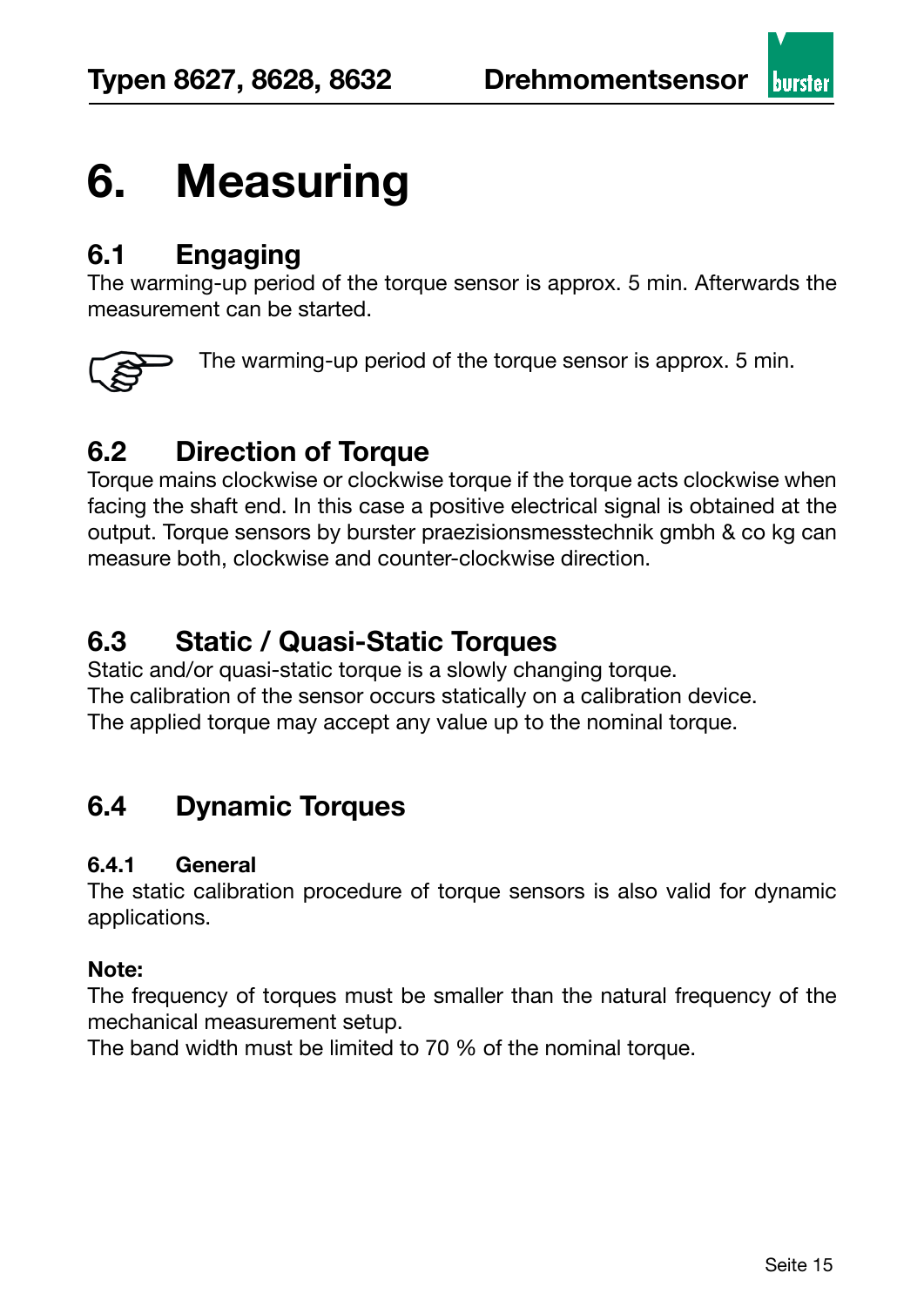# 6. Measuring

## 6.1 Engaging

The warming-up period of the torque sensor is approx. 5 min. Afterwards the measurement can be started.

☞ The warming-up period of the torque sensor is approx. 5 min.

## 6.2 Direction of Torque

Torque mains clockwise or clockwise torque if the torque acts clockwise when facing the shaft end. In this case a positive electrical signal is obtained at the output. Torque sensors by burster praezisionsmesstechnik gmbh & co kg can measure both, clockwise and counter-clockwise direction.

## 6.3 Static / Quasi-Static Torques

Static and/or quasi-static torque is a slowly changing torque.
The calibration of the sensor occurs statically on a calibration device.
The applied torque may accept any value up to the nominal torque.

## 6.4 Dynamic Torques

### 6.4.1 General

The static calibration procedure of torque sensors is also valid for dynamic applications.

**Note:**
The frequency of torques must be smaller than the natural frequency of the mechanical measurement setup.
The band width must be limited to 70 % of the nominal torque.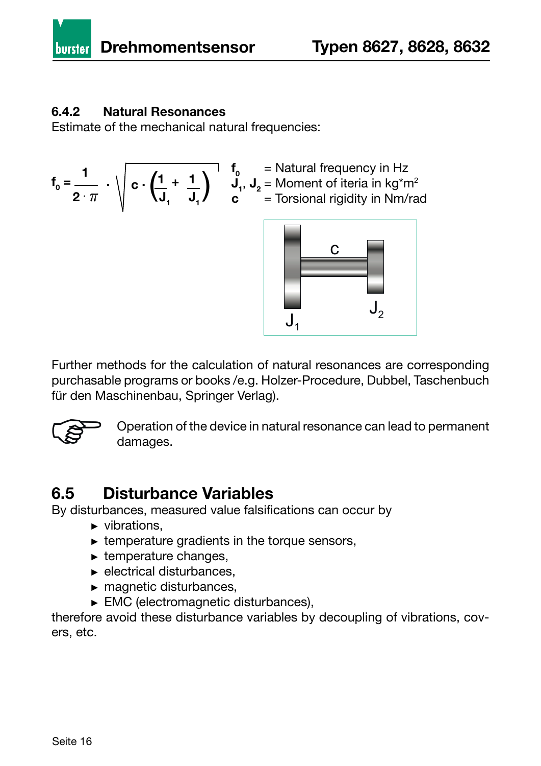### 6.4.2 Natural Resonances

Estimate of the mechanical natural frequencies:

$$f_0 = \frac{1}{2 \cdot \pi} \cdot \sqrt{c \cdot \left(\frac{1}{J_1} + \frac{1}{J_1}\right)}$$

$f_0$ = Natural frequency in Hz
$J_1$, $J_2$ = Moment of iteria in kg*m²
$c$ = Torsional rigidity in Nm/rad

Further methods for the calculation of natural resonances are corresponding purchasable programs or books /e.g. Holzer-Procedure, Dubbel, Taschenbuch für den Maschinenbau, Springer Verlag).

Operation of the device in natural resonance can lead to permanent damages.

## 6.5 Disturbance Variables

By disturbances, measured value falsifications can occur by

- vibrations,
- temperature gradients in the torque sensors,
- temperature changes,
- electrical disturbances,
- magnetic disturbances,
- EMC (electromagnetic disturbances),

therefore avoid these disturbance variables by decoupling of vibrations, covers, etc.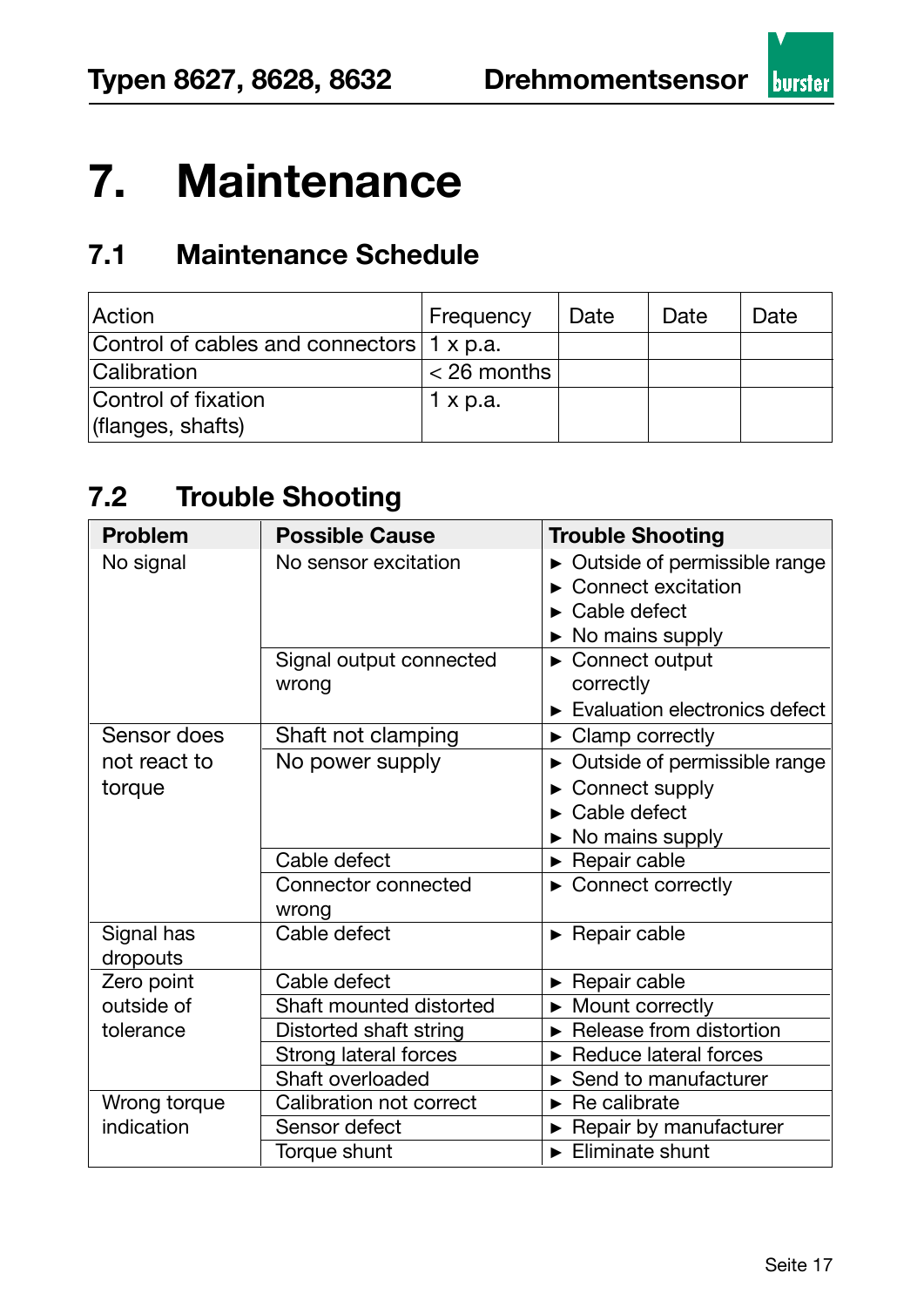# 7. Maintenance

## 7.1 Maintenance Schedule

| Action | Frequency | Date | Date | Date |
|---|---|---|---|---|
| Control of cables and connectors | 1 x p.a. | | | |
| Calibration | < 26 months | | | |
| Control of fixation (flanges, shafts) | 1 x p.a. | | | |

## 7.2 Trouble Shooting

| Problem | Possible Cause | Trouble Shooting |
|---|---|---|
| No signal | No sensor excitation | ► Outside of permissible range<br>► Connect excitation<br>► Cable defect<br>► No mains supply |
| | Signal output connected wrong | ► Connect output correctly<br>► Evaluation electronics defect |
| Sensor does not react to torque | Shaft not clamping | ► Clamp correctly |
| | No power supply | ► Outside of permissible range<br>► Connect supply<br>► Cable defect<br>► No mains supply |
| | Cable defect | ► Repair cable |
| | Connector connected wrong | ► Connect correctly |
| Signal has dropouts | Cable defect | ► Repair cable |
| Zero point outside of tolerance | Cable defect | ► Repair cable |
| | Shaft mounted distorted | ► Mount correctly |
| | Distorted shaft string | ► Release from distortion |
| | Strong lateral forces | ► Reduce lateral forces |
| | Shaft overloaded | ► Send to manufacturer |
| Wrong torque indication | Calibration not correct | ► Re calibrate |
| | Sensor defect | ► Repair by manufacturer |
| | Torque shunt | ► Eliminate shunt |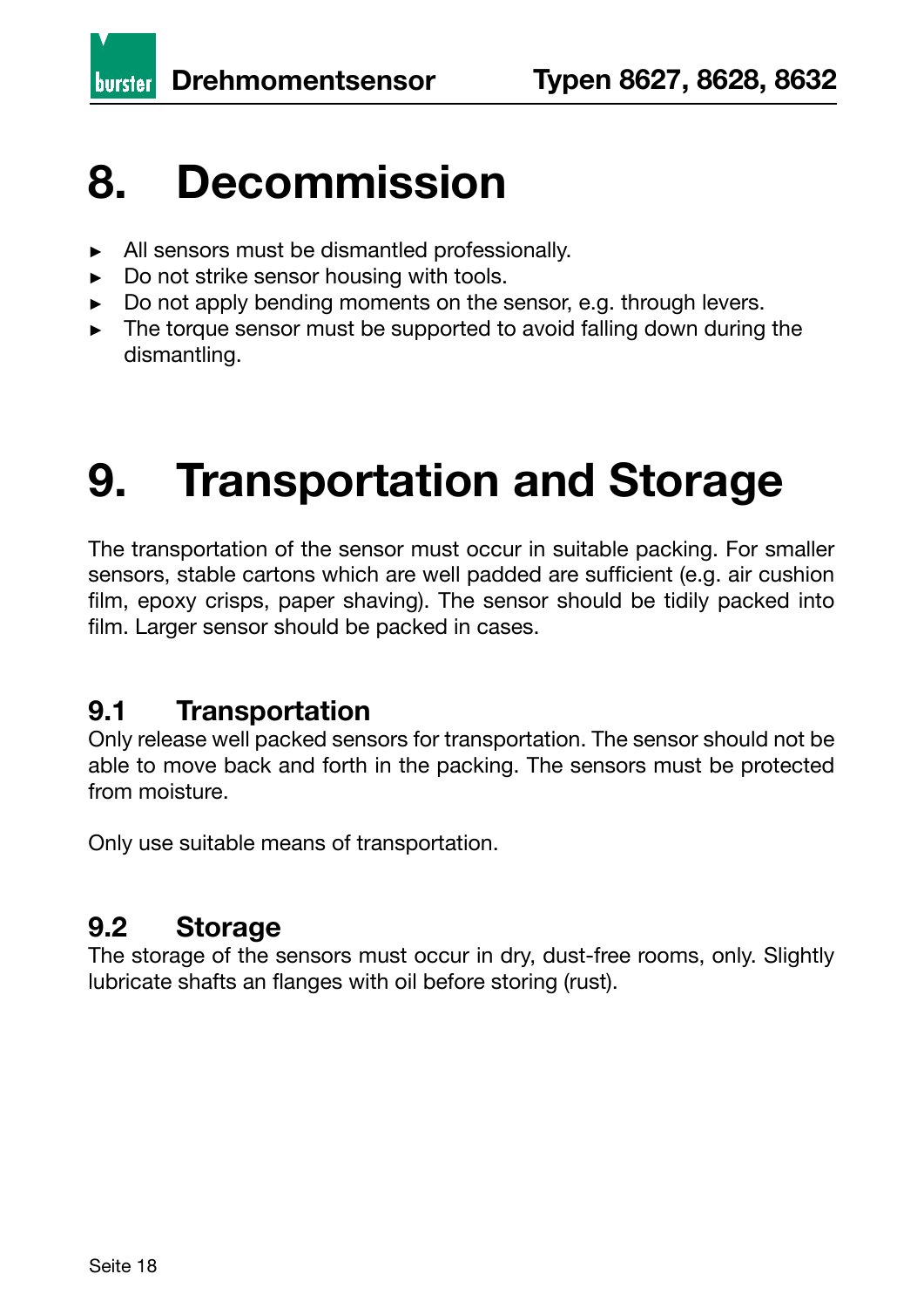# 8. Decommission

- All sensors must be dismantled professionally.
- Do not strike sensor housing with tools.
- Do not apply bending moments on the sensor, e.g. through levers.
- The torque sensor must be supported to avoid falling down during the dismantling.

# 9. Transportation and Storage

The transportation of the sensor must occur in suitable packing. For smaller sensors, stable cartons which are well padded are sufficient (e.g. air cushion film, epoxy crisps, paper shaving). The sensor should be tidily packed into film. Larger sensor should be packed in cases.

## 9.1 Transportation

Only release well packed sensors for transportation. The sensor should not be able to move back and forth in the packing. The sensors must be protected from moisture.

Only use suitable means of transportation.

## 9.2 Storage

The storage of the sensors must occur in dry, dust-free rooms, only. Slightly lubricate shafts an flanges with oil before storing (rust).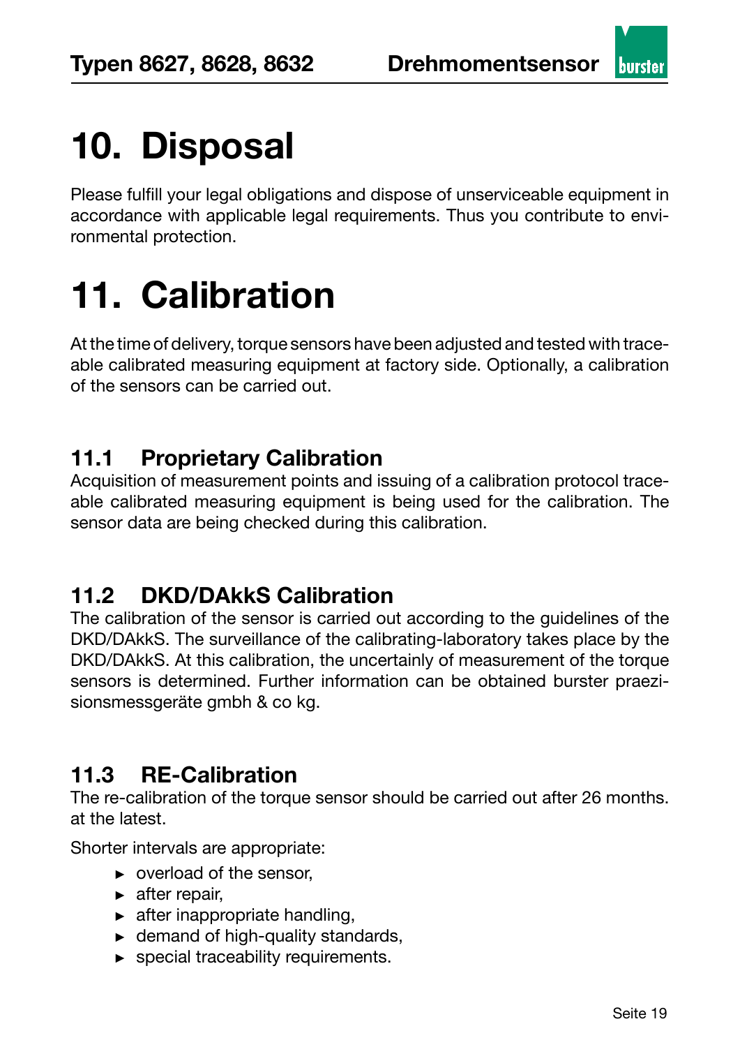# 10. Disposal

Please fulfill your legal obligations and dispose of unserviceable equipment in accordance with applicable legal requirements. Thus you contribute to environmental protection.

# 11. Calibration

At the time of delivery, torque sensors have been adjusted and tested with traceable calibrated measuring equipment at factory side. Optionally, a calibration of the sensors can be carried out.

## 11.1 Proprietary Calibration

Acquisition of measurement points and issuing of a calibration protocol traceable calibrated measuring equipment is being used for the calibration. The sensor data are being checked during this calibration.

## 11.2 DKD/DAkkS Calibration

The calibration of the sensor is carried out according to the guidelines of the DKD/DAkkS. The surveillance of the calibrating-laboratory takes place by the DKD/DAkkS. At this calibration, the uncertainly of measurement of the torque sensors is determined. Further information can be obtained burster praezisionsmessgeräte gmbh & co kg.

## 11.3 RE-Calibration

The re-calibration of the torque sensor should be carried out after 26 months. at the latest.

Shorter intervals are appropriate:

- overload of the sensor,
- after repair,
- after inappropriate handling,
- demand of high-quality standards,
- special traceability requirements.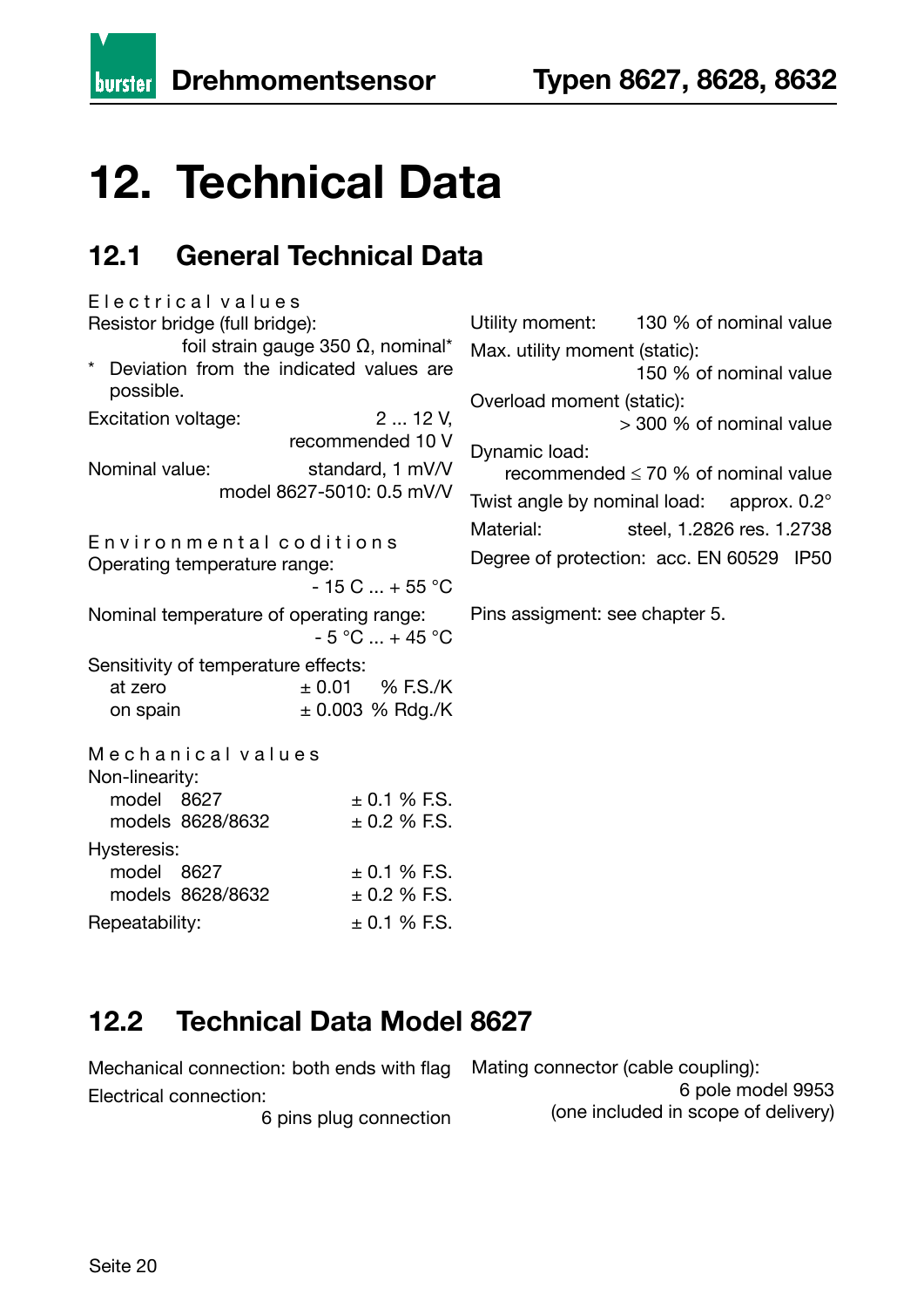# 12. Technical Data

## 12.1 General Technical Data

Electrical values

Resistor bridge (full bridge):
foil strain gauge 350 Ω, nominal*

\* Deviation from the indicated values are possible.

Excitation voltage: 2 ... 12 V, recommended 10 V

Nominal value: standard, 1 mV/V
model 8627-5010: 0.5 mV/V

Environmental coditions

Operating temperature range:
- 15 C ... + 55 °C

Nominal temperature of operating range:
- 5 °C ... + 45 °C

Sensitivity of temperature effects:

| | |
|---|---|
| at zero | ± 0.01 % F.S./K |
| on spain | ± 0.003 % Rdg./K |

Mechanical values

Non-linearity:

| | |
|---|---|
| model 8627 | ± 0.1 % F.S. |
| models 8628/8632 | ± 0.2 % F.S. |

Hysteresis:

| | |
|---|---|
| model 8627 | ± 0.1 % F.S. |
| models 8628/8632 | ± 0.2 % F.S. |

Repeatability: ± 0.1 % F.S.

Utility moment: 130 % of nominal value

Max. utility moment (static):
150 % of nominal value

Overload moment (static):
> 300 % of nominal value

Dynamic load:
recommended ≤ 70 % of nominal value

Twist angle by nominal load: approx. 0.2°

Material: steel, 1.2826 res. 1.2738

Degree of protection: acc. EN 60529 IP50

Pins assigment: see chapter 5.

## 12.2 Technical Data Model 8627

Mechanical connection: both ends with flag

Electrical connection:
6 pins plug connection

Mating connector (cable coupling):
6 pole model 9953
(one included in scope of delivery)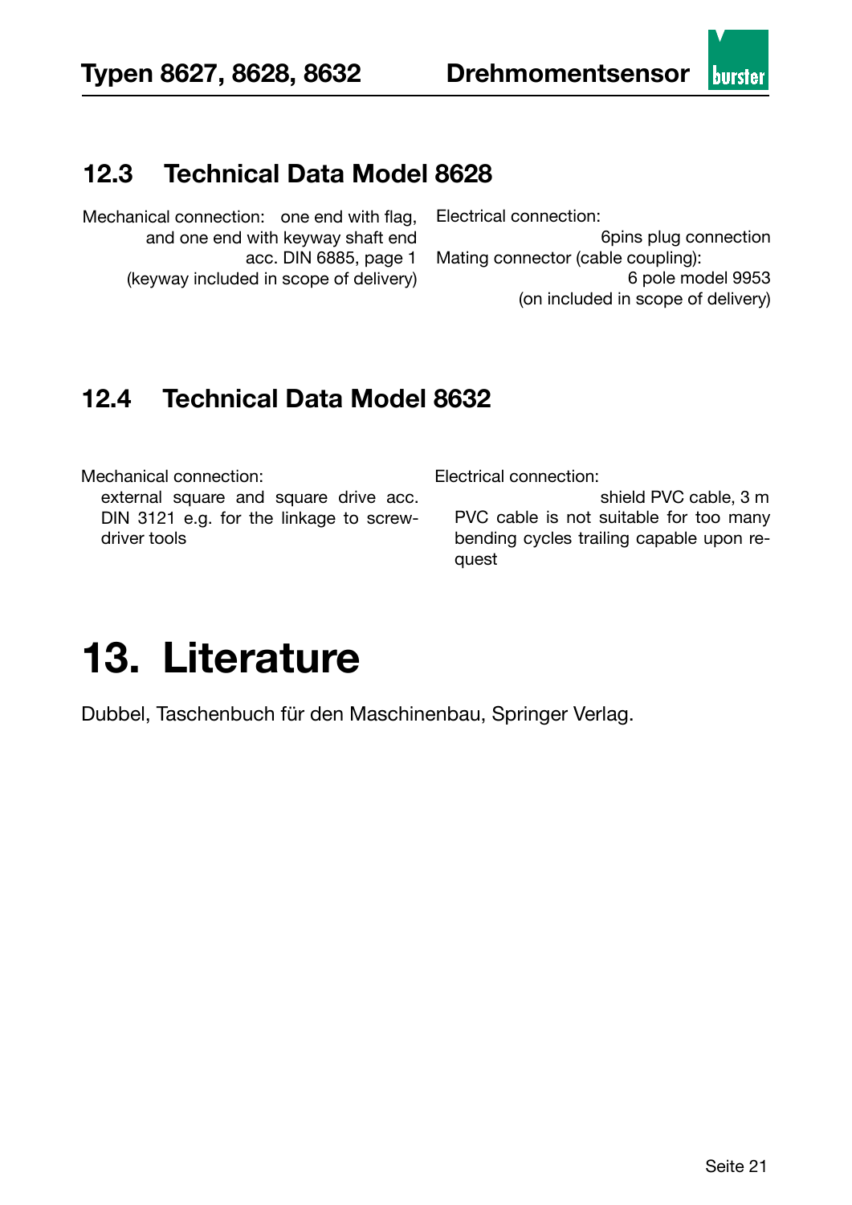## 12.3 Technical Data Model 8628

Mechanical connection: one end with flag, and one end with keyway shaft end acc. DIN 6885, page 1 (keyway included in scope of delivery)

Electrical connection: 6pins plug connection

Mating connector (cable coupling): 6 pole model 9953 (on included in scope of delivery)

## 12.4 Technical Data Model 8632

Mechanical connection:

external square and square drive acc. DIN 3121 e.g. for the linkage to screwdriver tools

Electrical connection: shield PVC cable, 3 m

PVC cable is not suitable for too many bending cycles trailing capable upon request

# 13. Literature

Dubbel, Taschenbuch für den Maschinenbau, Springer Verlag.